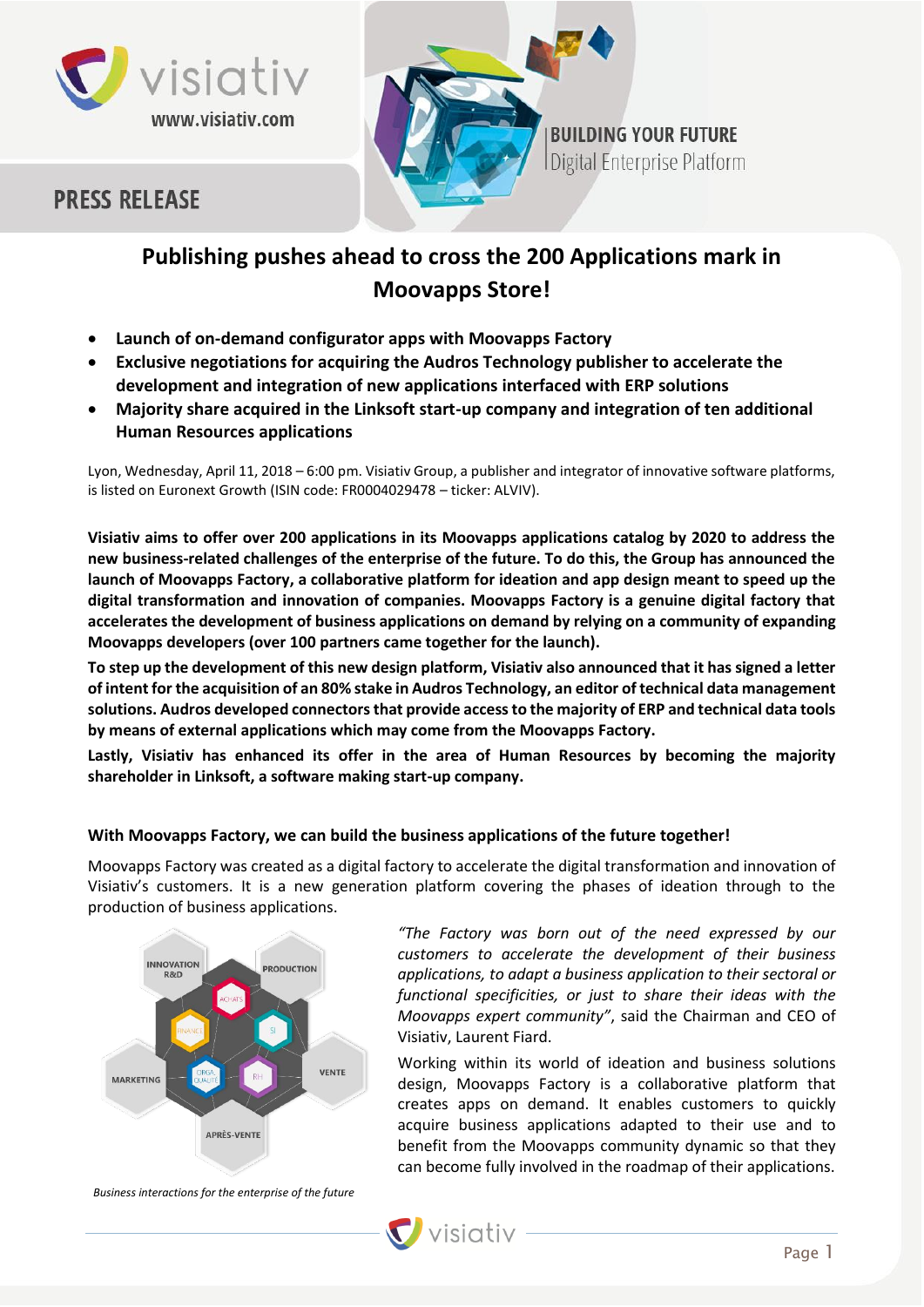PRESS RELEASE

BUILDING YOUR FUTURE
Digital Enterprise Platform

# Publishing pushes ahead to cross the 200 Applications mark in Moovapps Store!

- **Launch of on-demand configurator apps with Moovapps Factory**
- **Exclusive negotiations for acquiring the Audros Technology publisher to accelerate the development and integration of new applications interfaced with ERP solutions**
- **Majority share acquired in the Linksoft start-up company and integration of ten additional Human Resources applications**

Lyon, Wednesday, April 11, 2018 – 6:00 pm. Visiativ Group, a publisher and integrator of innovative software platforms, is listed on Euronext Growth (ISIN code: FR0004029478 – ticker: ALVIV).

**Visiativ aims to offer over 200 applications in its Moovapps applications catalog by 2020 to address the new business-related challenges of the enterprise of the future. To do this, the Group has announced the launch of Moovapps Factory, a collaborative platform for ideation and app design meant to speed up the digital transformation and innovation of companies. Moovapps Factory is a genuine digital factory that accelerates the development of business applications on demand by relying on a community of expanding Moovapps developers (over 100 partners came together for the launch).**

**To step up the development of this new design platform, Visiativ also announced that it has signed a letter of intent for the acquisition of an 80% stake in Audros Technology, an editor of technical data management solutions. Audros developed connectors that provide access to the majority of ERP and technical data tools by means of external applications which may come from the Moovapps Factory.**

**Lastly, Visiativ has enhanced its offer in the area of Human Resources by becoming the majority shareholder in Linksoft, a software making start-up company.**

### With Moovapps Factory, we can build the business applications of the future together!

Moovapps Factory was created as a digital factory to accelerate the digital transformation and innovation of Visiativ's customers. It is a new generation platform covering the phases of ideation through to the production of business applications.

INNOVATION R&D | PRODUCTION | ACHATS | FINANCE | SI | MARKETING | OBGA QUALITÉ | RH | VENTE | APRÈS-VENTE

*Business interactions for the enterprise of the future*

*"The Factory was born out of the need expressed by our customers to accelerate the development of their business applications, to adapt a business application to their sectoral or functional specificities, or just to share their ideas with the Moovapps expert community"*, said the Chairman and CEO of Visiativ, Laurent Fiard.

Working within its world of ideation and business solutions design, Moovapps Factory is a collaborative platform that creates apps on demand. It enables customers to quickly acquire business applications adapted to their use and to benefit from the Moovapps community dynamic so that they can become fully involved in the roadmap of their applications.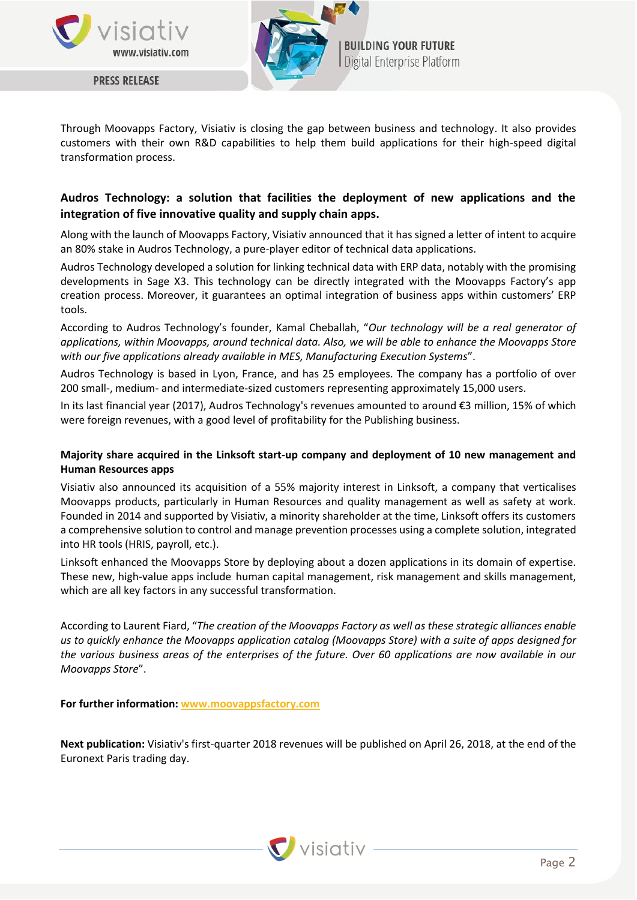Through Moovapps Factory, Visiativ is closing the gap between business and technology. It also provides customers with their own R&D capabilities to help them build applications for their high-speed digital transformation process.

## Audros Technology: a solution that facilities the deployment of new applications and the integration of five innovative quality and supply chain apps.

Along with the launch of Moovapps Factory, Visiativ announced that it has signed a letter of intent to acquire an 80% stake in Audros Technology, a pure-player editor of technical data applications.

Audros Technology developed a solution for linking technical data with ERP data, notably with the promising developments in Sage X3. This technology can be directly integrated with the Moovapps Factory's app creation process. Moreover, it guarantees an optimal integration of business apps within customers' ERP tools.

According to Audros Technology's founder, Kamal Cheballah, "*Our technology will be a real generator of applications, within Moovapps, around technical data. Also, we will be able to enhance the Moovapps Store with our five applications already available in MES, Manufacturing Execution Systems*".

Audros Technology is based in Lyon, France, and has 25 employees. The company has a portfolio of over 200 small-, medium- and intermediate-sized customers representing approximately 15,000 users.

In its last financial year (2017), Audros Technology's revenues amounted to around €3 million, 15% of which were foreign revenues, with a good level of profitability for the Publishing business.

### Majority share acquired in the Linksoft start-up company and deployment of 10 new management and Human Resources apps

Visiativ also announced its acquisition of a 55% majority interest in Linksoft, a company that verticalises Moovapps products, particularly in Human Resources and quality management as well as safety at work. Founded in 2014 and supported by Visiativ, a minority shareholder at the time, Linksoft offers its customers a comprehensive solution to control and manage prevention processes using a complete solution, integrated into HR tools (HRIS, payroll, etc.).

Linksoft enhanced the Moovapps Store by deploying about a dozen applications in its domain of expertise. These new, high-value apps include human capital management, risk management and skills management, which are all key factors in any successful transformation.

According to Laurent Fiard, "*The creation of the Moovapps Factory as well as these strategic alliances enable us to quickly enhance the Moovapps application catalog (Moovapps Store) with a suite of apps designed for the various business areas of the enterprises of the future. Over 60 applications are now available in our Moovapps Store*".

**For further information:** www.moovappsfactory.com

**Next publication:** Visiativ's first-quarter 2018 revenues will be published on April 26, 2018, at the end of the Euronext Paris trading day.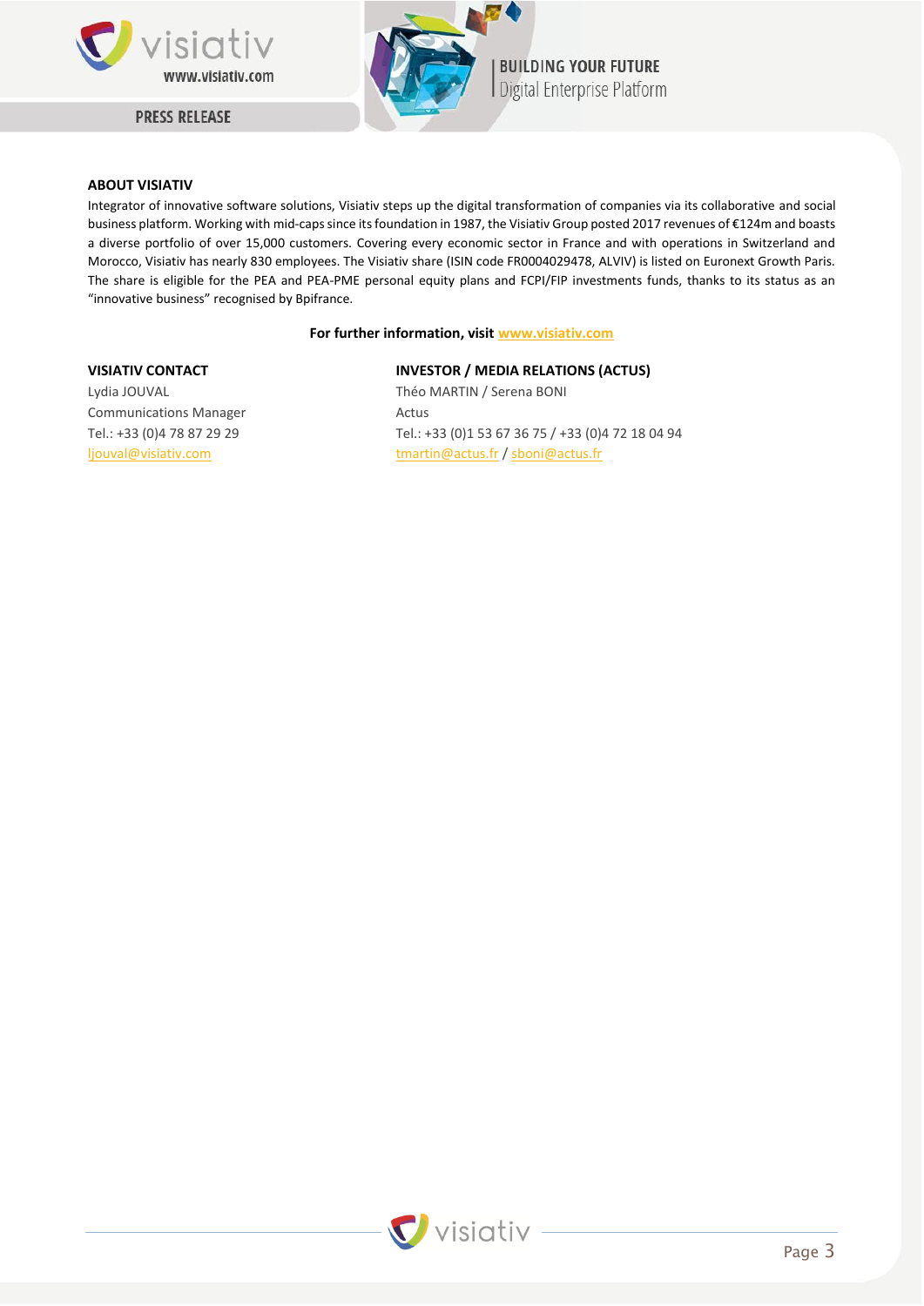## ABOUT VISIATIV

Integrator of innovative software solutions, Visiativ steps up the digital transformation of companies via its collaborative and social business platform. Working with mid-caps since its foundation in 1987, the Visiativ Group posted 2017 revenues of €124m and boasts a diverse portfolio of over 15,000 customers. Covering every economic sector in France and with operations in Switzerland and Morocco, Visiativ has nearly 830 employees. The Visiativ share (ISIN code FR0004029478, ALVIV) is listed on Euronext Growth Paris. The share is eligible for the PEA and PEA-PME personal equity plans and FCPI/FIP investments funds, thanks to its status as an "innovative business" recognised by Bpifrance.

**For further information, visit www.visiativ.com**

**VISIATIV CONTACT**
Lydia JOUVAL
Communications Manager
Tel.: +33 (0)4 78 87 29 29
ljouval@visiativ.com

**INVESTOR / MEDIA RELATIONS (ACTUS)**
Théo MARTIN / Serena BONI
Actus
Tel.: +33 (0)1 53 67 36 75 / +33 (0)4 72 18 04 94
tmartin@actus.fr / sboni@actus.fr